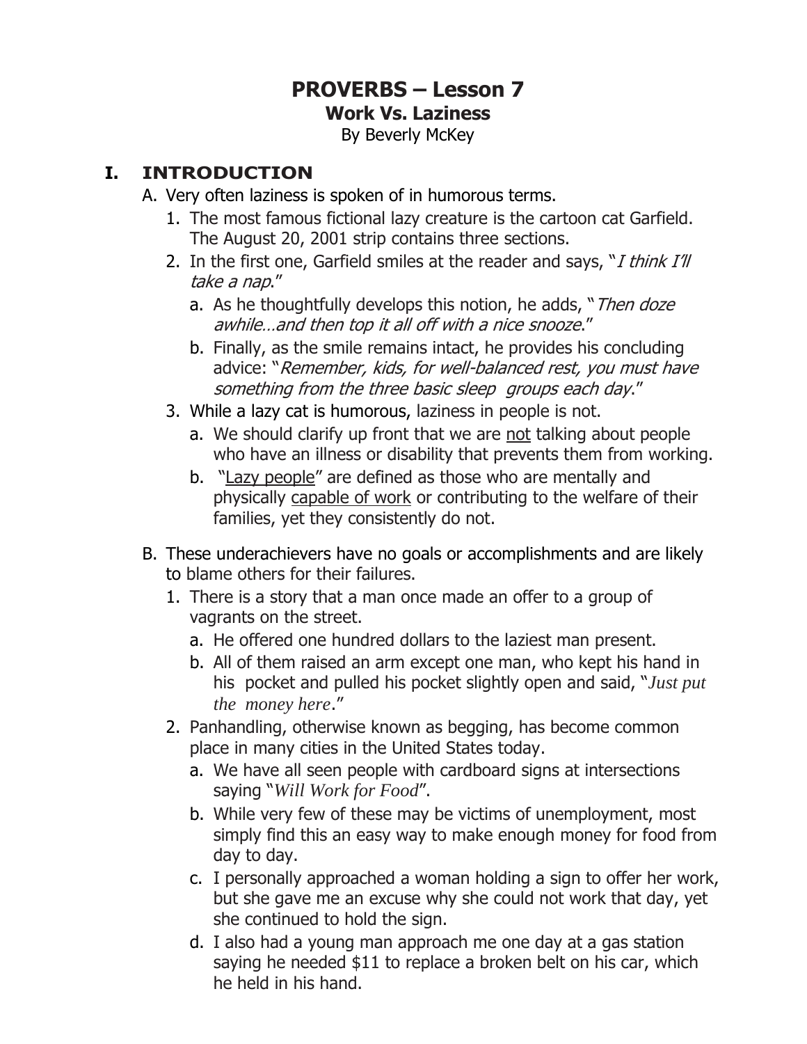# PROVERBS – Lesson 7

## Work Vs. Laziness

By Beverly McKey

## I. INTRODUCTION

A. Very often laziness is spoken of in humorous terms.

1. The most famous fictional lazy creature is the cartoon cat Garfield. The August 20, 2001 strip contains three sections.
2. In the first one, Garfield smiles at the reader and says, "*I think I'll take a nap*."
    a. As he thoughtfully develops this notion, he adds, "*Then doze awhile…and then top it all off with a nice snooze*."
    b. Finally, as the smile remains intact, he provides his concluding advice: "*Remember, kids, for well-balanced rest, you must have something from the three basic sleep groups each day*."
3. While a lazy cat is humorous, laziness in people is not.
    a. We should clarify up front that we are <u>not</u> talking about people who have an illness or disability that prevents them from working.
    b. "<u>Lazy people</u>" are defined as those who are mentally and physically <u>capable of work</u> or contributing to the welfare of their families, yet they consistently do not.

B. These underachievers have no goals or accomplishments and are likely to blame others for their failures.

1. There is a story that a man once made an offer to a group of vagrants on the street.
    a. He offered one hundred dollars to the laziest man present.
    b. All of them raised an arm except one man, who kept his hand in his pocket and pulled his pocket slightly open and said, "*Just put the money here*."
2. Panhandling, otherwise known as begging, has become common place in many cities in the United States today.
    a. We have all seen people with cardboard signs at intersections saying "*Will Work for Food*".
    b. While very few of these may be victims of unemployment, most simply find this an easy way to make enough money for food from day to day.
    c. I personally approached a woman holding a sign to offer her work, but she gave me an excuse why she could not work that day, yet she continued to hold the sign.
    d. I also had a young man approach me one day at a gas station saying he needed $11 to replace a broken belt on his car, which he held in his hand.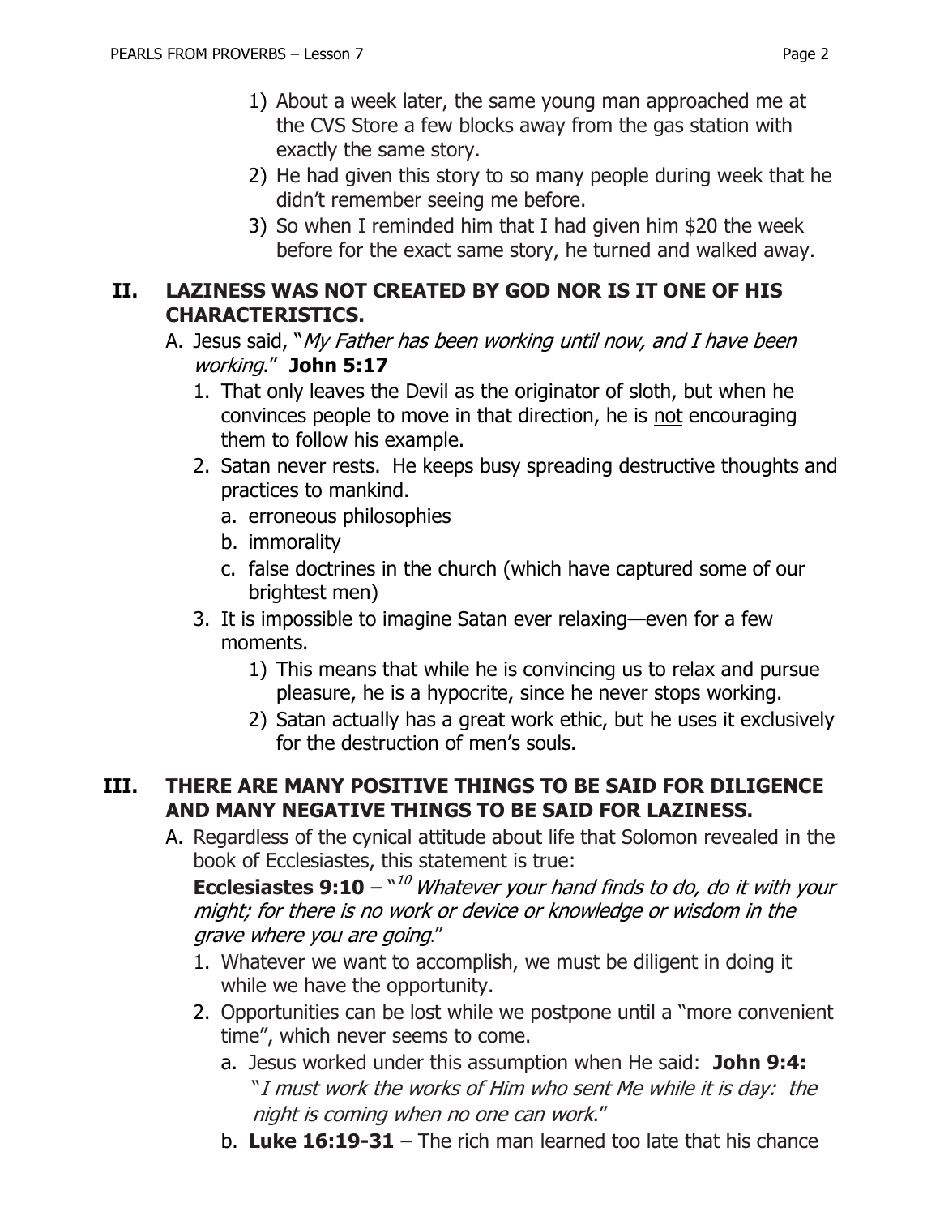1) About a week later, the same young man approached me at the CVS Store a few blocks away from the gas station with exactly the same story.
2) He had given this story to so many people during week that he didn't remember seeing me before.
3) So when I reminded him that I had given him $20 the week before for the exact same story, he turned and walked away.

## II. LAZINESS WAS NOT CREATED BY GOD NOR IS IT ONE OF HIS CHARACTERISTICS.

A. Jesus said, "*My Father has been working until now, and I have been working*." **John 5:17**

1. That only leaves the Devil as the originator of sloth, but when he convinces people to move in that direction, he is <u>not</u> encouraging them to follow his example.
2. Satan never rests. He keeps busy spreading destructive thoughts and practices to mankind.
   a. erroneous philosophies
   b. immorality
   c. false doctrines in the church (which have captured some of our brightest men)
3. It is impossible to imagine Satan ever relaxing—even for a few moments.
   1) This means that while he is convincing us to relax and pursue pleasure, he is a hypocrite, since he never stops working.
   2) Satan actually has a great work ethic, but he uses it exclusively for the destruction of men's souls.

## III. THERE ARE MANY POSITIVE THINGS TO BE SAID FOR DILIGENCE AND MANY NEGATIVE THINGS TO BE SAID FOR LAZINESS.

A. Regardless of the cynical attitude about life that Solomon revealed in the book of Ecclesiastes, this statement is true:
**Ecclesiastes 9:10** – "[10] *Whatever your hand finds to do, do it with your might; for there is no work or device or knowledge or wisdom in the grave where you are going*."

1. Whatever we want to accomplish, we must be diligent in doing it while we have the opportunity.
2. Opportunities can be lost while we postpone until a "more convenient time", which never seems to come.
   a. Jesus worked under this assumption when He said: **John 9:4:** "*I must work the works of Him who sent Me while it is day: the night is coming when no one can work*."
   b. **Luke 16:19-31** – The rich man learned too late that his chance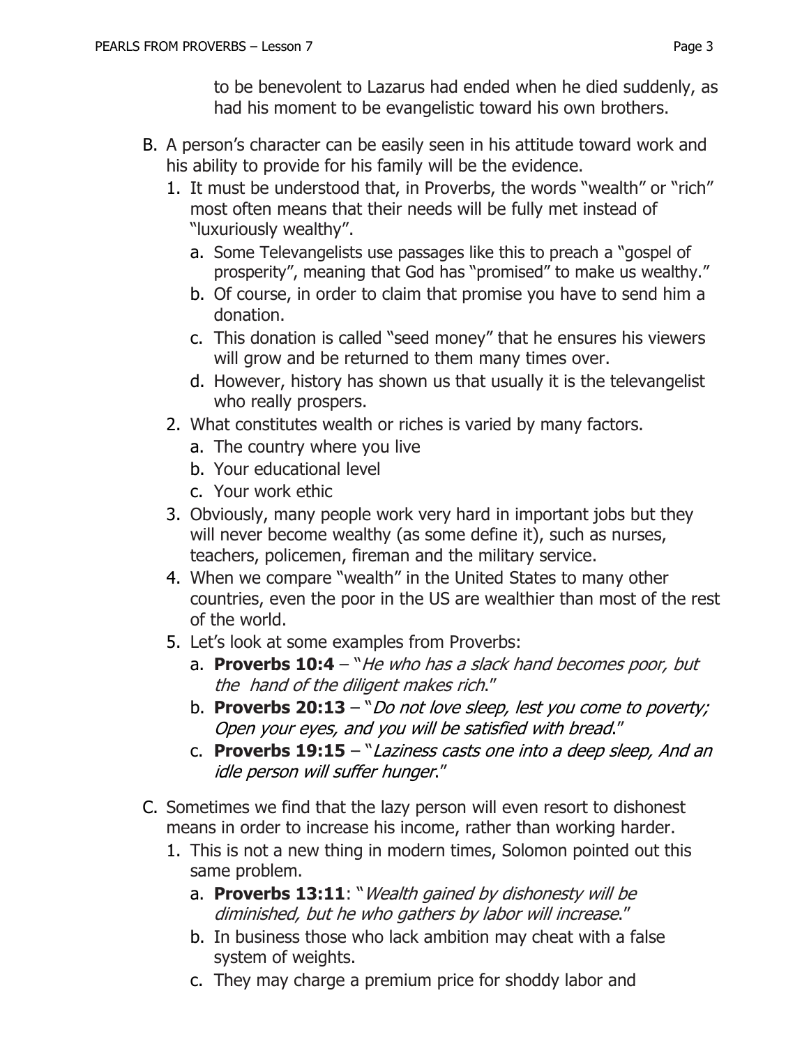to be benevolent to Lazarus had ended when he died suddenly, as had his moment to be evangelistic toward his own brothers.

B. A person's character can be easily seen in his attitude toward work and his ability to provide for his family will be the evidence.
   1. It must be understood that, in Proverbs, the words "wealth" or "rich" most often means that their needs will be fully met instead of "luxuriously wealthy".
      a. Some Televangelists use passages like this to preach a "gospel of prosperity", meaning that God has "promised" to make us wealthy."
      b. Of course, in order to claim that promise you have to send him a donation.
      c. This donation is called "seed money" that he ensures his viewers will grow and be returned to them many times over.
      d. However, history has shown us that usually it is the televangelist who really prospers.
   2. What constitutes wealth or riches is varied by many factors.
      a. The country where you live
      b. Your educational level
      c. Your work ethic
   3. Obviously, many people work very hard in important jobs but they will never become wealthy (as some define it), such as nurses, teachers, policemen, fireman and the military service.
   4. When we compare "wealth" in the United States to many other countries, even the poor in the US are wealthier than most of the rest of the world.
   5. Let's look at some examples from Proverbs:
      a. **Proverbs 10:4** – "*He who has a slack hand becomes poor, but the hand of the diligent makes rich*."
      b. **Proverbs 20:13** – "*Do not love sleep, lest you come to poverty; Open your eyes, and you will be satisfied with bread*."
      c. **Proverbs 19:15** – "*Laziness casts one into a deep sleep, And an idle person will suffer hunger*."

C. Sometimes we find that the lazy person will even resort to dishonest means in order to increase his income, rather than working harder.
   1. This is not a new thing in modern times, Solomon pointed out this same problem.
      a. **Proverbs 13:11**: "*Wealth gained by dishonesty will be diminished, but he who gathers by labor will increase*."
      b. In business those who lack ambition may cheat with a false system of weights.
      c. They may charge a premium price for shoddy labor and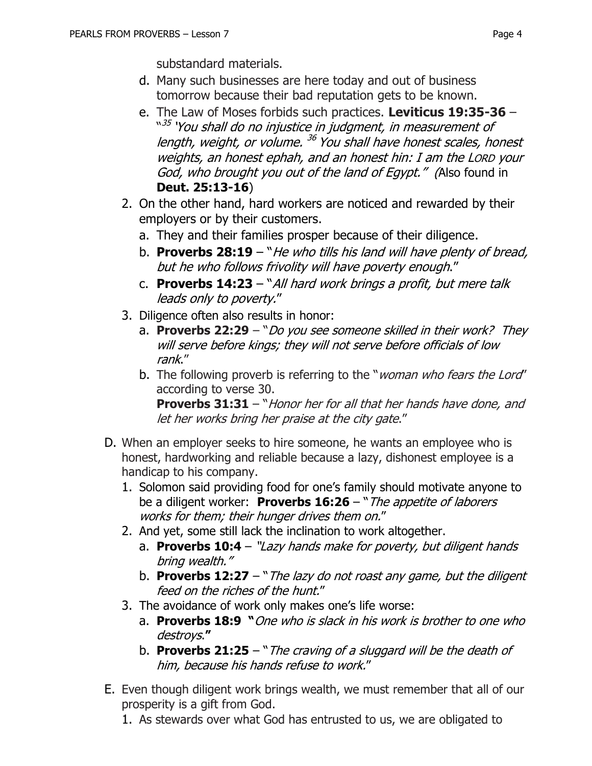substandard materials.

    d. Many such businesses are here today and out of business tomorrow because their bad reputation gets to be known.
    e. The Law of Moses forbids such practices. **Leviticus 19:35-36** – "[35] '*You shall do no injustice in judgment, in measurement of length, weight, or volume.* [36] *You shall have honest scales, honest weights, an honest ephah, and an honest hin: I am the* LORD *your God, who brought you out of the land of Egypt.'"* (Also found in **Deut. 25:13-16**)

2. On the other hand, hard workers are noticed and rewarded by their employers or by their customers.
    a. They and their families prosper because of their diligence.
    b. **Proverbs 28:19** – "*He who tills his land will have plenty of bread, but he who follows frivolity will have poverty enough*."
    c. **Proverbs 14:23** – "*All hard work brings a profit, but mere talk leads only to poverty.*"
3. Diligence often also results in honor:
    a. **Proverbs 22:29** – "*Do you see someone skilled in their work? They will serve before kings; they will not serve before officials of low rank*."
    b. The following proverb is referring to the "*woman who fears the Lord*" according to verse 30.
    **Proverbs 31:31** – "*Honor her for all that her hands have done, and let her works bring her praise at the city gate*."

D. When an employer seeks to hire someone, he wants an employee who is honest, hardworking and reliable because a lazy, dishonest employee is a handicap to his company.

1. Solomon said providing food for one's family should motivate anyone to be a diligent worker: **Proverbs 16:26** – "*The appetite of laborers works for them; their hunger drives them on.*"
2. And yet, some still lack the inclination to work altogether.
    a. **Proverbs 10:4** – *"Lazy hands make for poverty, but diligent hands bring wealth."*
    b. **Proverbs 12:27** – "*The lazy do not roast any game, but the diligent feed on the riches of the hunt.*"
3. The avoidance of work only makes one's life worse:
    a. **Proverbs 18:9 "***One who is slack in his work is brother to one who destroys*.**"**
    b. **Proverbs 21:25** – "*The craving of a sluggard will be the death of him, because his hands refuse to work.*"

E. Even though diligent work brings wealth, we must remember that all of our prosperity is a gift from God.

1. As stewards over what God has entrusted to us, we are obligated to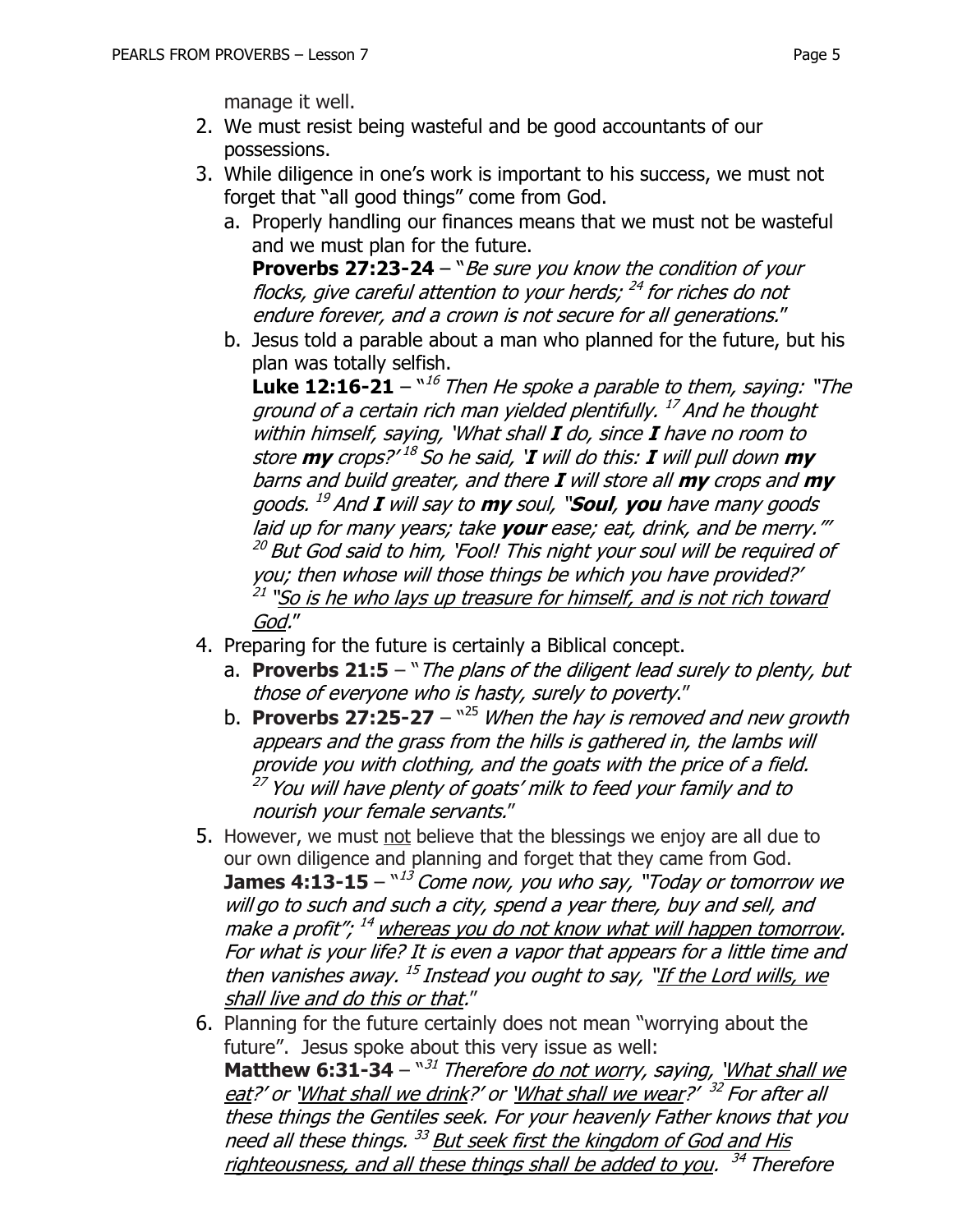manage it well.

2. We must resist being wasteful and be good accountants of our possessions.
3. While diligence in one's work is important to his success, we must not forget that "all good things" come from God.
   a. Properly handling our finances means that we must not be wasteful and we must plan for the future.
   **Proverbs 27:23-24** – "*Be sure you know the condition of your flocks, give careful attention to your herds; [24] for riches do not endure forever, and a crown is not secure for all generations.*"
   b. Jesus told a parable about a man who planned for the future, but his plan was totally selfish.
   **Luke 12:16-21** – "[16] *Then He spoke a parable to them, saying: "The ground of a certain rich man yielded plentifully. [17] And he thought within himself, saying, 'What shall **I** do, since **I** have no room to store **my** crops?' [18] So he said, '**I** will do this: **I** will pull down **my** barns and build greater, and there **I** will store all **my** crops and **my** goods. [19] And **I** will say to **my** soul, "**Soul**, **you** have many goods laid up for many years; take **your** ease; eat, drink, and be merry."' [20] But God said to him, 'Fool! This night your soul will be required of you; then whose will those things be which you have provided?' [21] "<u>So is he who lays up treasure for himself, and is not rich toward God</u>.*"
4. Preparing for the future is certainly a Biblical concept.
   a. **Proverbs 21:5** – "*The plans of the diligent lead surely to plenty, but those of everyone who is hasty, surely to poverty*."
   b. **Proverbs 27:25-27** – "[25] *When the hay is removed and new growth appears and the grass from the hills is gathered in, the lambs will provide you with clothing, and the goats with the price of a field. [27] You will have plenty of goats' milk to feed your family and to nourish your female servants.*"
5. However, we must <u>not</u> believe that the blessings we enjoy are all due to our own diligence and planning and forget that they came from God.
   **James 4:13-15** – "[13] *Come now, you who say, "Today or tomorrow we will go to such and such a city, spend a year there, buy and sell, and make a profit"; [14] <u>whereas you do not know what will happen tomorrow</u>. For what is your life? It is even a vapor that appears for a little time and then vanishes away. [15] Instead you ought to say, "<u>If the Lord wills, we shall live and do this or that</u>.*"
6. Planning for the future certainly does not mean "worrying about the future". Jesus spoke about this very issue as well:
   **Matthew 6:31-34** – "[31] *Therefore <u>do not worry</u>, saying, '<u>What shall we eat</u>?' or '<u>What shall we drink</u>?' or '<u>What shall we wear</u>?' [32] For after all these things the Gentiles seek. For your heavenly Father knows that you need all these things. [33] <u>But seek first the kingdom of God and His righteousness, and all these things shall be added to you</u>. [34] Therefore*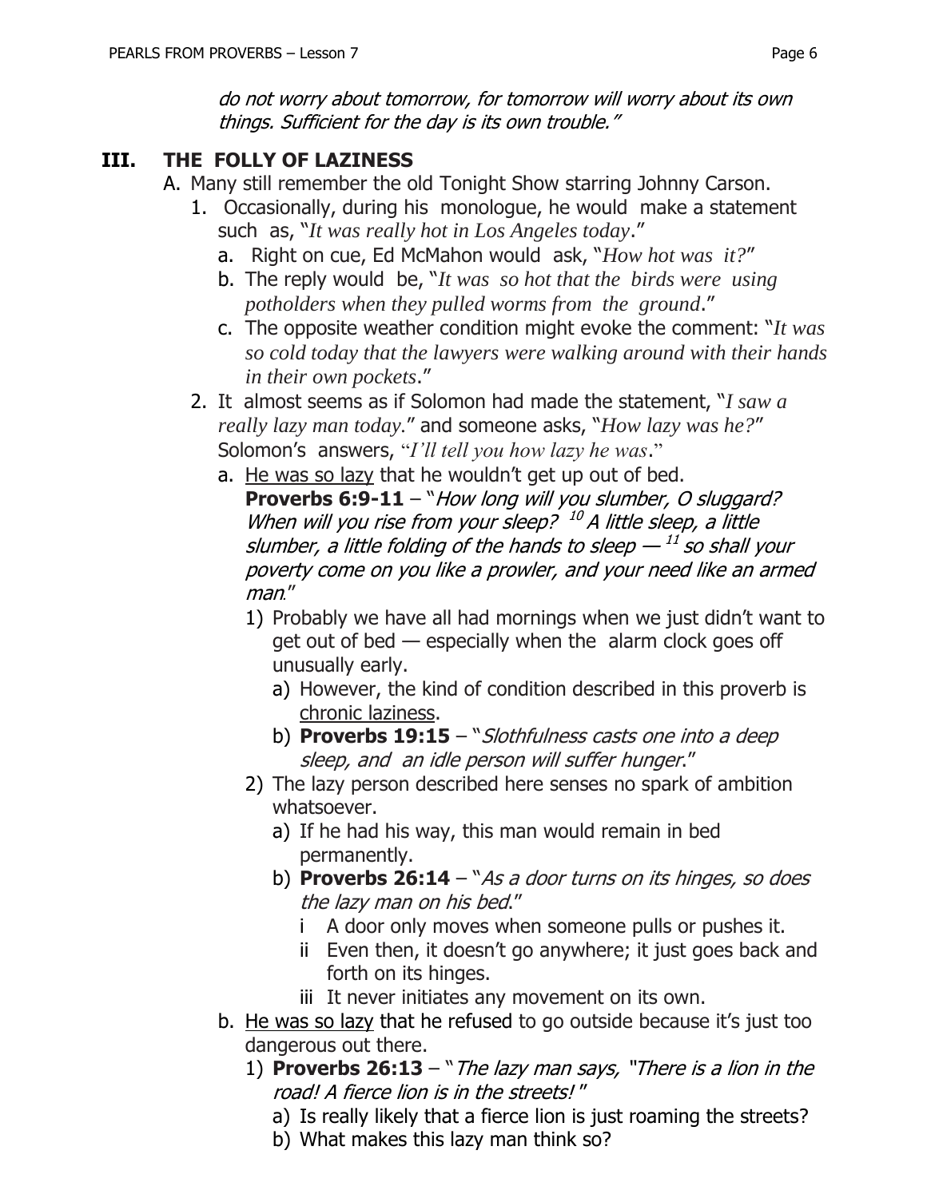*do not worry about tomorrow, for tomorrow will worry about its own things. Sufficient for the day is its own trouble."*

## III. THE FOLLY OF LAZINESS

A. Many still remember the old Tonight Show starring Johnny Carson.

1. Occasionally, during his monologue, he would make a statement such as, "*It was really hot in Los Angeles today*."
   - a. Right on cue, Ed McMahon would ask, "*How hot was it?*"
   - b. The reply would be, "*It was so hot that the birds were using potholders when they pulled worms from the ground*."
   - c. The opposite weather condition might evoke the comment: "*It was so cold today that the lawyers were walking around with their hands in their own pockets*."

2. It almost seems as if Solomon had made the statement, "*I saw a really lazy man today.*" and someone asks, "*How lazy was he?*" Solomon's answers, "*I'll tell you how lazy he was*."
   - a. He was so lazy that he wouldn't get up out of bed.
     **Proverbs 6:9-11** – "*How long will you slumber, O sluggard? When will you rise from your sleep? [10] A little sleep, a little slumber, a little folding of the hands to sleep — [11] so shall your poverty come on you like a prowler, and your need like an armed man.*"
     - 1) Probably we have all had mornings when we just didn't want to get out of bed — especially when the alarm clock goes off unusually early.
       - a) However, the kind of condition described in this proverb is chronic laziness.
       - b) **Proverbs 19:15** – "*Slothfulness casts one into a deep sleep, and an idle person will suffer hunger*."
     - 2) The lazy person described here senses no spark of ambition whatsoever.
       - a) If he had his way, this man would remain in bed permanently.
       - b) **Proverbs 26:14** – "*As a door turns on its hinges, so does the lazy man on his bed*."
         - i A door only moves when someone pulls or pushes it.
         - ii Even then, it doesn't go anywhere; it just goes back and forth on its hinges.
         - iii It never initiates any movement on its own.
   - b. He was so lazy that he refused to go outside because it's just too dangerous out there.
     - 1) **Proverbs 26:13** – "*The lazy man says, "There is a lion in the road! A fierce lion is in the streets!"*"
       - a) Is really likely that a fierce lion is just roaming the streets?
       - b) What makes this lazy man think so?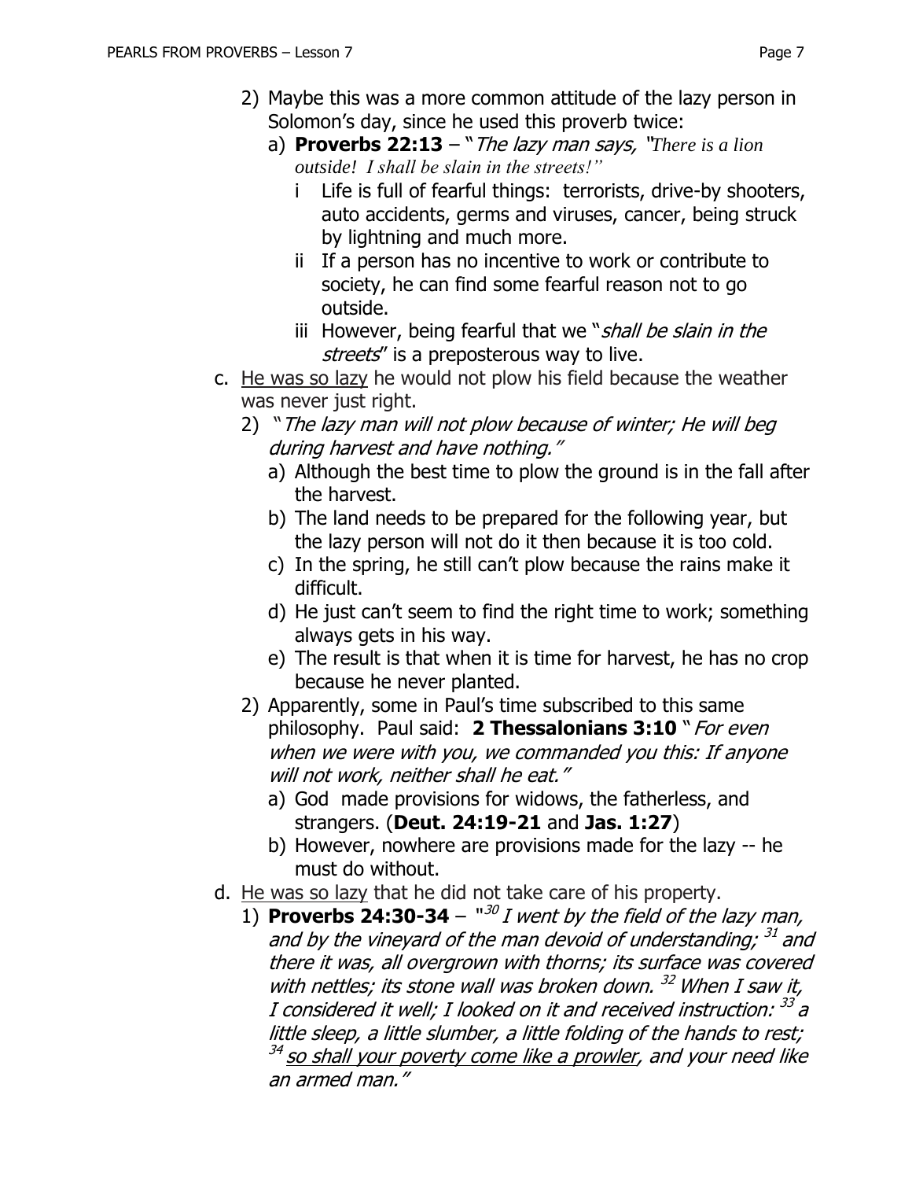2) Maybe this was a more common attitude of the lazy person in Solomon's day, since he used this proverb twice:
   a) **Proverbs 22:13** – "*The lazy man says, "There is a lion outside! I shall be slain in the streets!"*
      i Life is full of fearful things: terrorists, drive-by shooters, auto accidents, germs and viruses, cancer, being struck by lightning and much more.
      ii If a person has no incentive to work or contribute to society, he can find some fearful reason not to go outside.
      iii However, being fearful that we "*shall be slain in the streets*" is a preposterous way to live.

c. <u>He was so lazy</u> he would not plow his field because the weather was never just right.
   2) "*The lazy man will not plow because of winter; He will beg during harvest and have nothing.*"
      a) Although the best time to plow the ground is in the fall after the harvest.
      b) The land needs to be prepared for the following year, but the lazy person will not do it then because it is too cold.
      c) In the spring, he still can't plow because the rains make it difficult.
      d) He just can't seem to find the right time to work; something always gets in his way.
      e) The result is that when it is time for harvest, he has no crop because he never planted.
   2) Apparently, some in Paul's time subscribed to this same philosophy. Paul said: **2 Thessalonians 3:10** "*For even when we were with you, we commanded you this: If anyone will not work, neither shall he eat.*"
      a) God made provisions for widows, the fatherless, and strangers. (**Deut. 24:19-21** and **Jas. 1:27**)
      b) However, nowhere are provisions made for the lazy -- he must do without.

d. <u>He was so lazy</u> that he did not take care of his property.
   1) **Proverbs 24:30-34** – "[30] *I went by the field of the lazy man, and by the vineyard of the man devoid of understanding;* [31] *and there it was, all overgrown with thorns; its surface was covered with nettles; its stone wall was broken down.* [32] *When I saw it, I considered it well; I looked on it and received instruction:* [33] *a little sleep, a little slumber, a little folding of the hands to rest;* [34] <u>*so shall your poverty come like a prowler*</u>*, and your need like an armed man.*"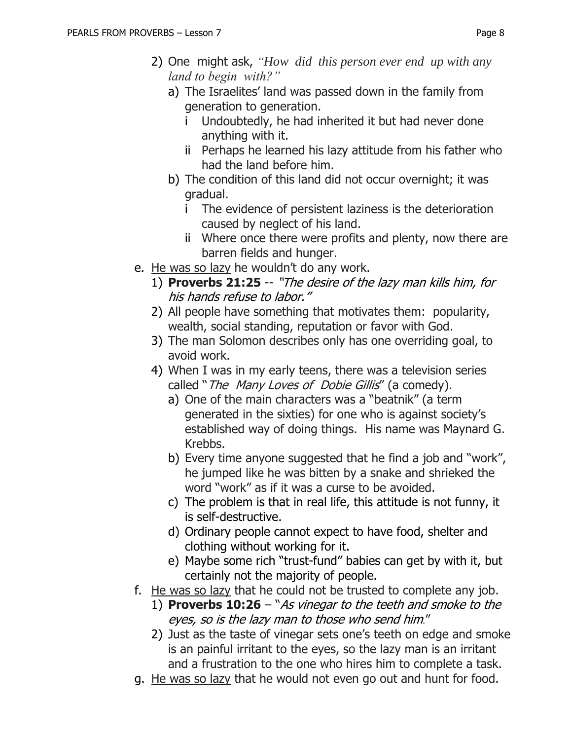2) One might ask, *"How did this person ever end up with any land to begin with?"*
   - a) The Israelites' land was passed down in the family from generation to generation.
     - i Undoubtedly, he had inherited it but had never done anything with it.
     - ii Perhaps he learned his lazy attitude from his father who had the land before him.
   - b) The condition of this land did not occur overnight; it was gradual.
     - i The evidence of persistent laziness is the deterioration caused by neglect of his land.
     - ii Where once there were profits and plenty, now there are barren fields and hunger.

e. <u>He was so lazy</u> he wouldn't do any work.

1) **Proverbs 21:25** -- *"The desire of the lazy man kills him, for his hands refuse to labor."*
2) All people have something that motivates them: popularity, wealth, social standing, reputation or favor with God.
3) The man Solomon describes only has one overriding goal, to avoid work.
4) When I was in my early teens, there was a television series called "*The Many Loves of Dobie Gillis*" (a comedy).
   - a) One of the main characters was a "beatnik" (a term generated in the sixties) for one who is against society's established way of doing things. His name was Maynard G. Krebbs.
   - b) Every time anyone suggested that he find a job and "work", he jumped like he was bitten by a snake and shrieked the word "work" as if it was a curse to be avoided.
   - c) The problem is that in real life, this attitude is not funny, it is self-destructive.
   - d) Ordinary people cannot expect to have food, shelter and clothing without working for it.
   - e) Maybe some rich "trust-fund" babies can get by with it, but certainly not the majority of people.

f. <u>He was so lazy</u> that he could not be trusted to complete any job.

1) **Proverbs 10:26** – "*As vinegar to the teeth and smoke to the eyes, so is the lazy man to those who send him*."
2) Just as the taste of vinegar sets one's teeth on edge and smoke is an painful irritant to the eyes, so the lazy man is an irritant and a frustration to the one who hires him to complete a task.

g. <u>He was so lazy</u> that he would not even go out and hunt for food.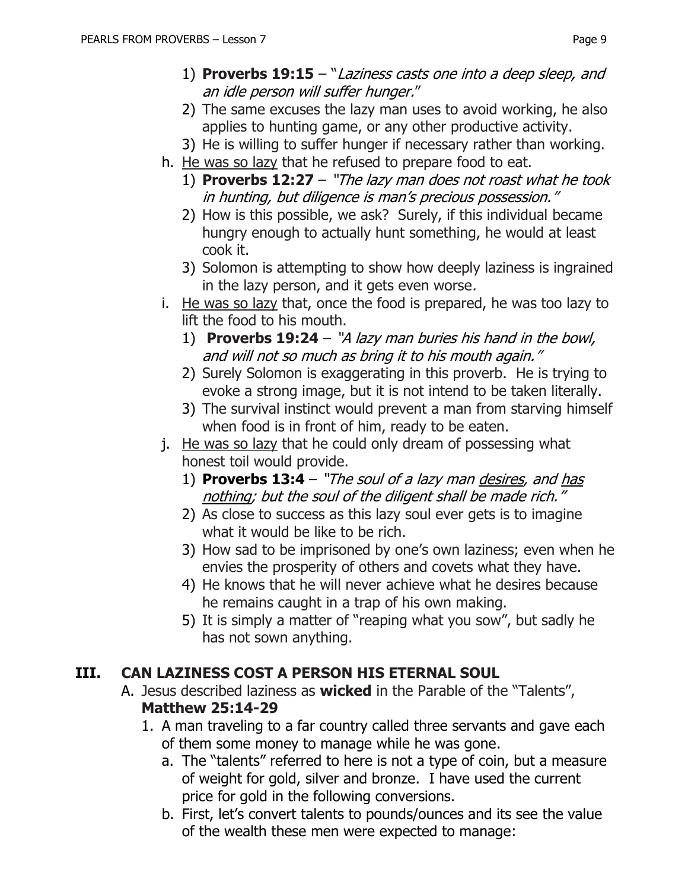1) **Proverbs 19:15** – "*Laziness casts one into a deep sleep, and an idle person will suffer hunger.*"
2) The same excuses the lazy man uses to avoid working, he also applies to hunting game, or any other productive activity.
3) He is willing to suffer hunger if necessary rather than working.

h. <u>He was so lazy</u> that he refused to prepare food to eat.

1) **Proverbs 12:27** – *"The lazy man does not roast what he took in hunting, but diligence is man's precious possession."*
2) How is this possible, we ask? Surely, if this individual became hungry enough to actually hunt something, he would at least cook it.
3) Solomon is attempting to show how deeply laziness is ingrained in the lazy person, and it gets even worse*.*

i. <u>He was so lazy</u> that, once the food is prepared, he was too lazy to lift the food to his mouth.

1) **Proverbs 19:24** – *"A lazy man buries his hand in the bowl, and will not so much as bring it to his mouth again."*
2) Surely Solomon is exaggerating in this proverb. He is trying to evoke a strong image, but it is not intend to be taken literally.
3) The survival instinct would prevent a man from starving himself when food is in front of him, ready to be eaten.

j. <u>He was so lazy</u> that he could only dream of possessing what honest toil would provide.

1) **Proverbs 13:4** – *"The soul of a lazy man <u>desires</u>, and <u>has nothing</u>; but the soul of the diligent shall be made rich."*
2) As close to success as this lazy soul ever gets is to imagine what it would be like to be rich.
3) How sad to be imprisoned by one's own laziness; even when he envies the prosperity of others and covets what they have.
4) He knows that he will never achieve what he desires because he remains caught in a trap of his own making.
5) It is simply a matter of "reaping what you sow", but sadly he has not sown anything.

## III. CAN LAZINESS COST A PERSON HIS ETERNAL SOUL

A. Jesus described laziness as **wicked** in the Parable of the "Talents", **Matthew 25:14-29**

1. A man traveling to a far country called three servants and gave each of them some money to manage while he was gone.
   a. The "talents" referred to here is not a type of coin, but a measure of weight for gold, silver and bronze. I have used the current price for gold in the following conversions.
   b. First, let's convert talents to pounds/ounces and its see the value of the wealth these men were expected to manage: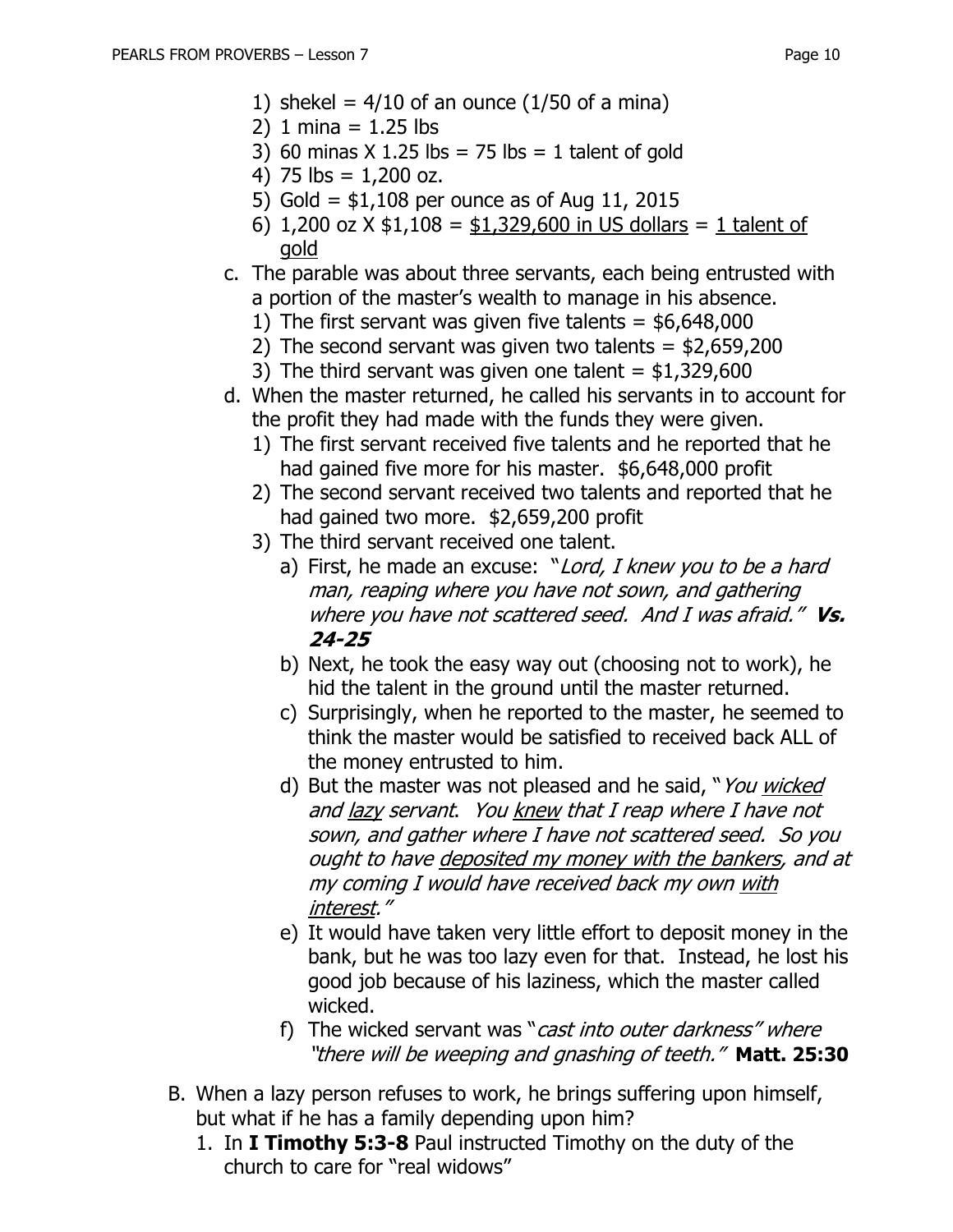1) shekel = 4/10 of an ounce (1/50 of a mina)
2) 1 mina = 1.25 lbs
3) 60 minas X 1.25 lbs = 75 lbs = 1 talent of gold
4) 75 lbs = 1,200 oz.
5) Gold = $1,108 per ounce as of Aug 11, 2015
6) 1,200 oz X $1,108 = <u>$1,329,600 in US dollars</u> = <u>1 talent of gold</u>

c. The parable was about three servants, each being entrusted with a portion of the master's wealth to manage in his absence.
   1) The first servant was given five talents = $6,648,000
   2) The second servant was given two talents = $2,659,200
   3) The third servant was given one talent = $1,329,600

d. When the master returned, he called his servants in to account for the profit they had made with the funds they were given.
   1) The first servant received five talents and he reported that he had gained five more for his master. $6,648,000 profit
   2) The second servant received two talents and reported that he had gained two more. $2,659,200 profit
   3) The third servant received one talent.
      a) First, he made an excuse: "*Lord, I knew you to be a hard man, reaping where you have not sown, and gathering where you have not scattered seed. And I was afraid.*" ***Vs. 24-25***
      b) Next, he took the easy way out (choosing not to work), he hid the talent in the ground until the master returned.
      c) Surprisingly, when he reported to the master, he seemed to think the master would be satisfied to received back ALL of the money entrusted to him.
      d) But the master was not pleased and he said, "*You <u>wicked</u> and <u>lazy</u> servant. You <u>knew</u> that I reap where I have not sown, and gather where I have not scattered seed. So you ought to have <u>deposited my money with the bankers</u>, and at my coming I would have received back my own <u>with interest</u>.*"
      e) It would have taken very little effort to deposit money in the bank, but he was too lazy even for that. Instead, he lost his good job because of his laziness, which the master called wicked.
      f) The wicked servant was "*cast into outer darkness" where "there will be weeping and gnashing of teeth.*" **Matt. 25:30**

B. When a lazy person refuses to work, he brings suffering upon himself, but what if he has a family depending upon him?
   1. In **I Timothy 5:3-8** Paul instructed Timothy on the duty of the church to care for "real widows"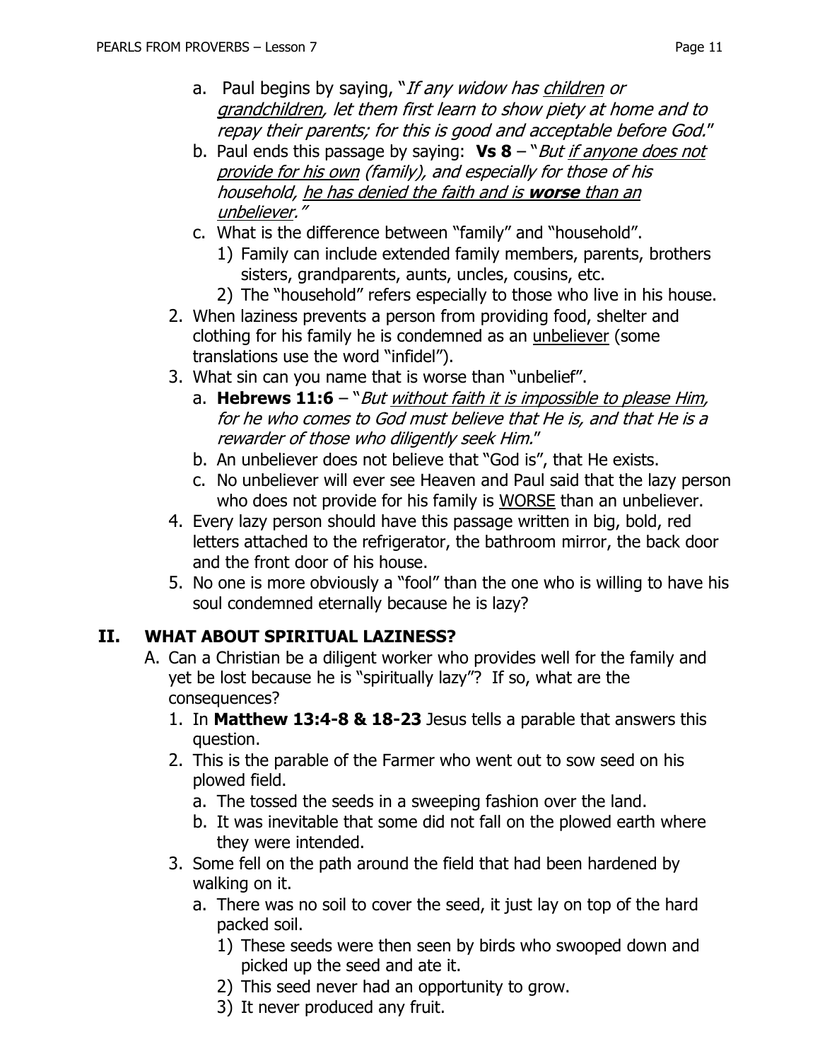a. Paul begins by saying, "*If any widow has <u>children</u> or <u>grandchildren</u>, let them first learn to show piety at home and to repay their parents; for this is good and acceptable before God.*"
b. Paul ends this passage by saying: **Vs 8** – "*But <u>if anyone does not provide for his own</u> (family), and especially for those of his household, <u>he has denied the faith and is **worse** than an unbeliever</u>.*"
c. What is the difference between "family" and "household".
   1) Family can include extended family members, parents, brothers sisters, grandparents, aunts, uncles, cousins, etc.
   2) The "household" refers especially to those who live in his house.

2. When laziness prevents a person from providing food, shelter and clothing for his family he is condemned as an <u>unbeliever</u> (some translations use the word "infidel").
3. What sin can you name that is worse than "unbelief".
   a. **Hebrews 11:6** – "*But <u>without faith it is impossible to please Him,</u> for he who comes to God must believe that He is, and that He is a rewarder of those who diligently seek Him.*"
   b. An unbeliever does not believe that "God is", that He exists.
   c. No unbeliever will ever see Heaven and Paul said that the lazy person who does not provide for his family is <u>WORSE</u> than an unbeliever.
4. Every lazy person should have this passage written in big, bold, red letters attached to the refrigerator, the bathroom mirror, the back door and the front door of his house.
5. No one is more obviously a "fool" than the one who is willing to have his soul condemned eternally because he is lazy?

## II. WHAT ABOUT SPIRITUAL LAZINESS?

A. Can a Christian be a diligent worker who provides well for the family and yet be lost because he is "spiritually lazy"? If so, what are the consequences?
   1. In **Matthew 13:4-8 & 18-23** Jesus tells a parable that answers this question.
   2. This is the parable of the Farmer who went out to sow seed on his plowed field.
      a. The tossed the seeds in a sweeping fashion over the land.
      b. It was inevitable that some did not fall on the plowed earth where they were intended.
   3. Some fell on the path around the field that had been hardened by walking on it.
      a. There was no soil to cover the seed, it just lay on top of the hard packed soil.
         1) These seeds were then seen by birds who swooped down and picked up the seed and ate it.
         2) This seed never had an opportunity to grow.
         3) It never produced any fruit.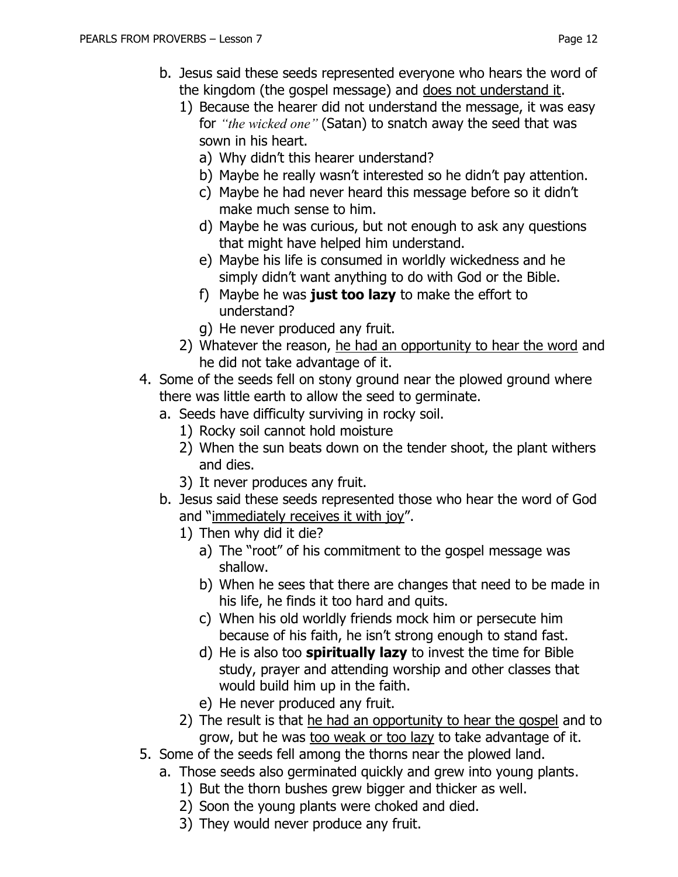b. Jesus said these seeds represented everyone who hears the word of the kingdom (the gospel message) and <u>does not understand it</u>.

   1) Because the hearer did not understand the message, it was easy for *"the wicked one"* (Satan) to snatch away the seed that was sown in his heart.
      a) Why didn't this hearer understand?
      b) Maybe he really wasn't interested so he didn't pay attention.
      c) Maybe he had never heard this message before so it didn't make much sense to him.
      d) Maybe he was curious, but not enough to ask any questions that might have helped him understand.
      e) Maybe his life is consumed in worldly wickedness and he simply didn't want anything to do with God or the Bible.
      f) Maybe he was **just too lazy** to make the effort to understand?
      g) He never produced any fruit.
   2) Whatever the reason, <u>he had an opportunity to hear the word</u> and he did not take advantage of it.

4. Some of the seeds fell on stony ground near the plowed ground where there was little earth to allow the seed to germinate.
   a. Seeds have difficulty surviving in rocky soil.
      1) Rocky soil cannot hold moisture
      2) When the sun beats down on the tender shoot, the plant withers and dies.
      3) It never produces any fruit.
   b. Jesus said these seeds represented those who hear the word of God and "<u>immediately receives it with joy</u>".
      1) Then why did it die?
         a) The "root" of his commitment to the gospel message was shallow.
         b) When he sees that there are changes that need to be made in his life, he finds it too hard and quits.
         c) When his old worldly friends mock him or persecute him because of his faith, he isn't strong enough to stand fast.
         d) He is also too **spiritually lazy** to invest the time for Bible study, prayer and attending worship and other classes that would build him up in the faith.
         e) He never produced any fruit.
      2) The result is that <u>he had an opportunity to hear the gospel</u> and to grow, but he was <u>too weak or too lazy</u> to take advantage of it.

5. Some of the seeds fell among the thorns near the plowed land.
   a. Those seeds also germinated quickly and grew into young plants.
      1) But the thorn bushes grew bigger and thicker as well.
      2) Soon the young plants were choked and died.
      3) They would never produce any fruit.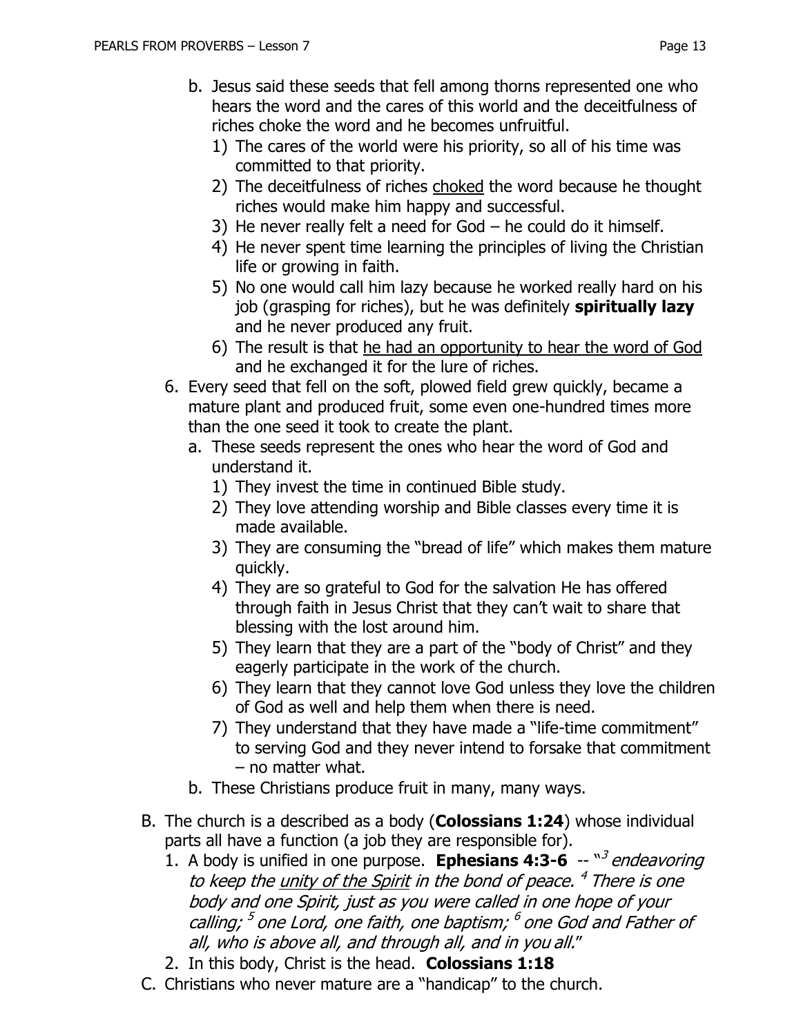b. Jesus said these seeds that fell among thorns represented one who hears the word and the cares of this world and the deceitfulness of riches choke the word and he becomes unfruitful.
      1) The cares of the world were his priority, so all of his time was committed to that priority.
      2) The deceitfulness of riches <u>choked</u> the word because he thought riches would make him happy and successful.
      3) He never really felt a need for God – he could do it himself.
      4) He never spent time learning the principles of living the Christian life or growing in faith.
      5) No one would call him lazy because he worked really hard on his job (grasping for riches), but he was definitely **spiritually lazy** and he never produced any fruit.
      6) The result is that <u>he had an opportunity to hear the word of God</u> and he exchanged it for the lure of riches.

6. Every seed that fell on the soft, plowed field grew quickly, became a mature plant and produced fruit, some even one-hundred times more than the one seed it took to create the plant.
   a. These seeds represent the ones who hear the word of God and understand it.
      1) They invest the time in continued Bible study.
      2) They love attending worship and Bible classes every time it is made available.
      3) They are consuming the "bread of life" which makes them mature quickly.
      4) They are so grateful to God for the salvation He has offered through faith in Jesus Christ that they can't wait to share that blessing with the lost around him.
      5) They learn that they are a part of the "body of Christ" and they eagerly participate in the work of the church.
      6) They learn that they cannot love God unless they love the children of God as well and help them when there is need.
      7) They understand that they have made a "life-time commitment" to serving God and they never intend to forsake that commitment – no matter what.
   b. These Christians produce fruit in many, many ways.

B. The church is a described as a body (**Colossians 1:24**) whose individual parts all have a function (a job they are responsible for).
   1. A body is unified in one purpose. **Ephesians 4:3-6** -- "[3] *endeavoring to keep the <u>unity of the Spirit</u> in the bond of peace.* [4] *There is one body and one Spirit, just as you were called in one hope of your calling;* [5] *one Lord, one faith, one baptism;* [6] *one God and Father of all, who is above all, and through all, and in you all.*"
   2. In this body, Christ is the head. **Colossians 1:18**

C. Christians who never mature are a "handicap" to the church.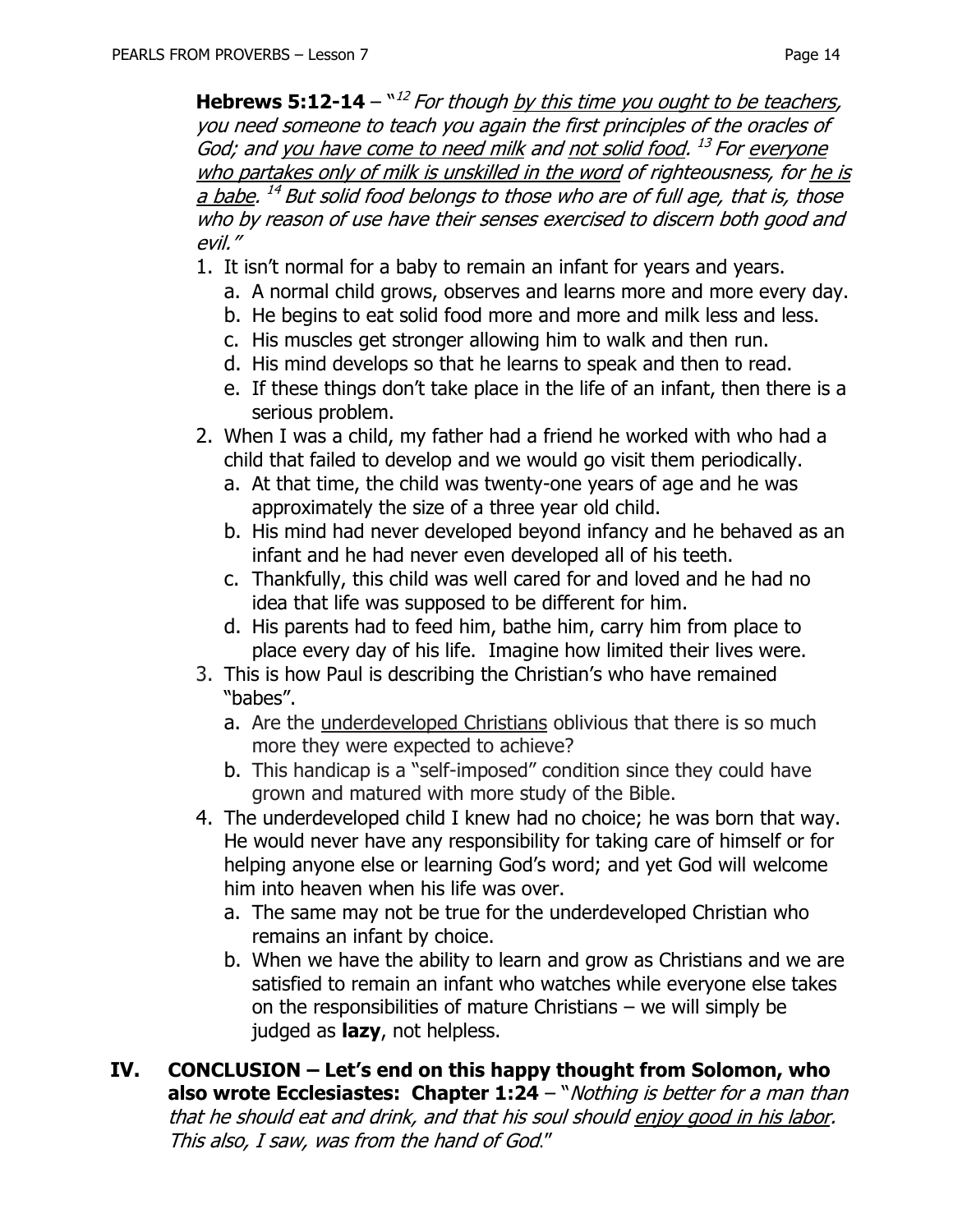**Hebrews 5:12-14** – "[12] *For though <u>by this time you ought to be teachers</u>, you need someone to teach you again the first principles of the oracles of God; and <u>you have come to need milk</u> and <u>not solid food</u>.* [13] *For <u>everyone who partakes only of milk is unskilled in the word</u> of righteousness, for <u>he is a babe</u>.* [14] *But solid food belongs to those who are of full age, that is, those who by reason of use have their senses exercised to discern both good and evil."*

1. It isn't normal for a baby to remain an infant for years and years.
   a. A normal child grows, observes and learns more and more every day.
   b. He begins to eat solid food more and more and milk less and less.
   c. His muscles get stronger allowing him to walk and then run.
   d. His mind develops so that he learns to speak and then to read.
   e. If these things don't take place in the life of an infant, then there is a serious problem.
2. When I was a child, my father had a friend he worked with who had a child that failed to develop and we would go visit them periodically.
   a. At that time, the child was twenty-one years of age and he was approximately the size of a three year old child.
   b. His mind had never developed beyond infancy and he behaved as an infant and he had never even developed all of his teeth.
   c. Thankfully, this child was well cared for and loved and he had no idea that life was supposed to be different for him.
   d. His parents had to feed him, bathe him, carry him from place to place every day of his life. Imagine how limited their lives were.
3. This is how Paul is describing the Christian's who have remained "babes".
   a. Are the <u>underdeveloped Christians</u> oblivious that there is so much more they were expected to achieve?
   b. This handicap is a "self-imposed" condition since they could have grown and matured with more study of the Bible.
4. The underdeveloped child I knew had no choice; he was born that way. He would never have any responsibility for taking care of himself or for helping anyone else or learning God's word; and yet God will welcome him into heaven when his life was over.
   a. The same may not be true for the underdeveloped Christian who remains an infant by choice.
   b. When we have the ability to learn and grow as Christians and we are satisfied to remain an infant who watches while everyone else takes on the responsibilities of mature Christians – we will simply be judged as **lazy**, not helpless.

## IV. CONCLUSION – Let's end on this happy thought from Solomon, who also wrote Ecclesiastes: Chapter 1:24 – "*Nothing is better for a man than that he should eat and drink, and that his soul should <u>enjoy good in his labor</u>. This also, I saw, was from the hand of God*."